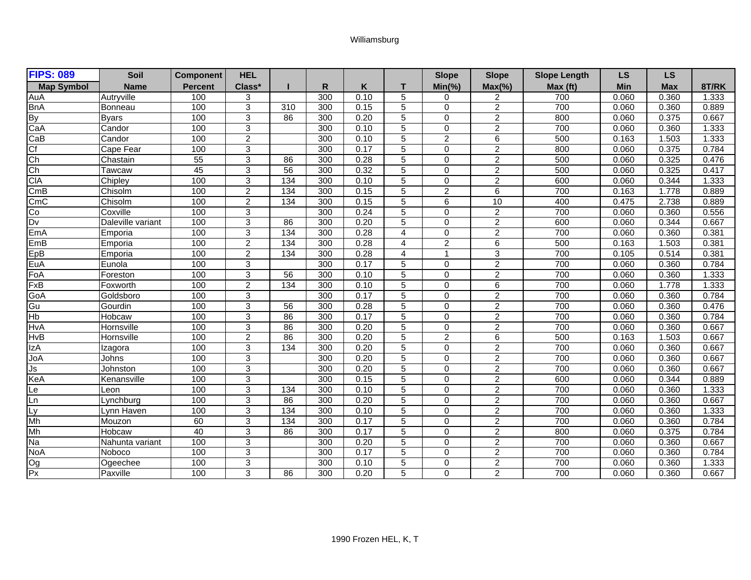Williamsburg

| FIPS: 089 | Soil | Component | HEL | | | | | Slope | Slope | Slope Length | LS | LS | |
|---|---|---|---|---|---|---|---|---|---|---|---|---|---|
| Map Symbol | Name | Percent | Class* | I | R | K | T | Min(%) | Max(%) | Max (ft) | Min | Max | 8T/RK |
| AuA | Autryville | 100 | 3 | | 300 | 0.10 | 5 | 0 | 2 | 700 | 0.060 | 0.360 | 1.333 |
| BnA | Bonneau | 100 | 3 | 310 | 300 | 0.15 | 5 | 0 | 2 | 700 | 0.060 | 0.360 | 0.889 |
| By | Byars | 100 | 3 | 86 | 300 | 0.20 | 5 | 0 | 2 | 800 | 0.060 | 0.375 | 0.667 |
| CaA | Candor | 100 | 3 | | 300 | 0.10 | 5 | 0 | 2 | 700 | 0.060 | 0.360 | 1.333 |
| CaB | Candor | 100 | 2 | | 300 | 0.10 | 5 | 2 | 6 | 500 | 0.163 | 1.503 | 1.333 |
| Cf | Cape Fear | 100 | 3 | | 300 | 0.17 | 5 | 0 | 2 | 800 | 0.060 | 0.375 | 0.784 |
| Ch | Chastain | 55 | 3 | 86 | 300 | 0.28 | 5 | 0 | 2 | 500 | 0.060 | 0.325 | 0.476 |
| Ch | Tawcaw | 45 | 3 | 56 | 300 | 0.32 | 5 | 0 | 2 | 500 | 0.060 | 0.325 | 0.417 |
| ClA | Chipley | 100 | 3 | 134 | 300 | 0.10 | 5 | 0 | 2 | 600 | 0.060 | 0.344 | 1.333 |
| CmB | Chisolm | 100 | 2 | 134 | 300 | 0.15 | 5 | 2 | 6 | 700 | 0.163 | 1.778 | 0.889 |
| CmC | Chisolm | 100 | 2 | 134 | 300 | 0.15 | 5 | 6 | 10 | 400 | 0.475 | 2.738 | 0.889 |
| Co | Coxville | 100 | 3 | | 300 | 0.24 | 5 | 0 | 2 | 700 | 0.060 | 0.360 | 0.556 |
| Dv | Daleville variant | 100 | 3 | 86 | 300 | 0.20 | 5 | 0 | 2 | 600 | 0.060 | 0.344 | 0.667 |
| EmA | Emporia | 100 | 3 | 134 | 300 | 0.28 | 4 | 0 | 2 | 700 | 0.060 | 0.360 | 0.381 |
| EmB | Emporia | 100 | 2 | 134 | 300 | 0.28 | 4 | 2 | 6 | 500 | 0.163 | 1.503 | 0.381 |
| EpB | Emporia | 100 | 2 | 134 | 300 | 0.28 | 4 | 1 | 3 | 700 | 0.105 | 0.514 | 0.381 |
| EuA | Eunola | 100 | 3 | | 300 | 0.17 | 5 | 0 | 2 | 700 | 0.060 | 0.360 | 0.784 |
| FoA | Foreston | 100 | 3 | 56 | 300 | 0.10 | 5 | 0 | 2 | 700 | 0.060 | 0.360 | 1.333 |
| FxB | Foxworth | 100 | 2 | 134 | 300 | 0.10 | 5 | 0 | 6 | 700 | 0.060 | 1.778 | 1.333 |
| GoA | Goldsboro | 100 | 3 | | 300 | 0.17 | 5 | 0 | 2 | 700 | 0.060 | 0.360 | 0.784 |
| Gu | Gourdin | 100 | 3 | 56 | 300 | 0.28 | 5 | 0 | 2 | 700 | 0.060 | 0.360 | 0.476 |
| Hb | Hobcaw | 100 | 3 | 86 | 300 | 0.17 | 5 | 0 | 2 | 700 | 0.060 | 0.360 | 0.784 |
| HvA | Hornsville | 100 | 3 | 86 | 300 | 0.20 | 5 | 0 | 2 | 700 | 0.060 | 0.360 | 0.667 |
| HvB | Hornsville | 100 | 2 | 86 | 300 | 0.20 | 5 | 2 | 6 | 500 | 0.163 | 1.503 | 0.667 |
| IzA | Izagora | 100 | 3 | 134 | 300 | 0.20 | 5 | 0 | 2 | 700 | 0.060 | 0.360 | 0.667 |
| JoA | Johns | 100 | 3 | | 300 | 0.20 | 5 | 0 | 2 | 700 | 0.060 | 0.360 | 0.667 |
| Js | Johnston | 100 | 3 | | 300 | 0.20 | 5 | 0 | 2 | 700 | 0.060 | 0.360 | 0.667 |
| KeA | Kenansville | 100 | 3 | | 300 | 0.15 | 5 | 0 | 2 | 600 | 0.060 | 0.344 | 0.889 |
| Le | Leon | 100 | 3 | 134 | 300 | 0.10 | 5 | 0 | 2 | 700 | 0.060 | 0.360 | 1.333 |
| Ln | Lynchburg | 100 | 3 | 86 | 300 | 0.20 | 5 | 0 | 2 | 700 | 0.060 | 0.360 | 0.667 |
| Ly | Lynn Haven | 100 | 3 | 134 | 300 | 0.10 | 5 | 0 | 2 | 700 | 0.060 | 0.360 | 1.333 |
| Mh | Mouzon | 60 | 3 | 134 | 300 | 0.17 | 5 | 0 | 2 | 700 | 0.060 | 0.360 | 0.784 |
| Mh | Hobcaw | 40 | 3 | 86 | 300 | 0.17 | 5 | 0 | 2 | 800 | 0.060 | 0.375 | 0.784 |
| Na | Nahunta variant | 100 | 3 | | 300 | 0.20 | 5 | 0 | 2 | 700 | 0.060 | 0.360 | 0.667 |
| NoA | Noboco | 100 | 3 | | 300 | 0.17 | 5 | 0 | 2 | 700 | 0.060 | 0.360 | 0.784 |
| Og | Ogeechee | 100 | 3 | | 300 | 0.10 | 5 | 0 | 2 | 700 | 0.060 | 0.360 | 1.333 |
| Px | Paxville | 100 | 3 | 86 | 300 | 0.20 | 5 | 0 | 2 | 700 | 0.060 | 0.360 | 0.667 |

1990 Frozen HEL, K, T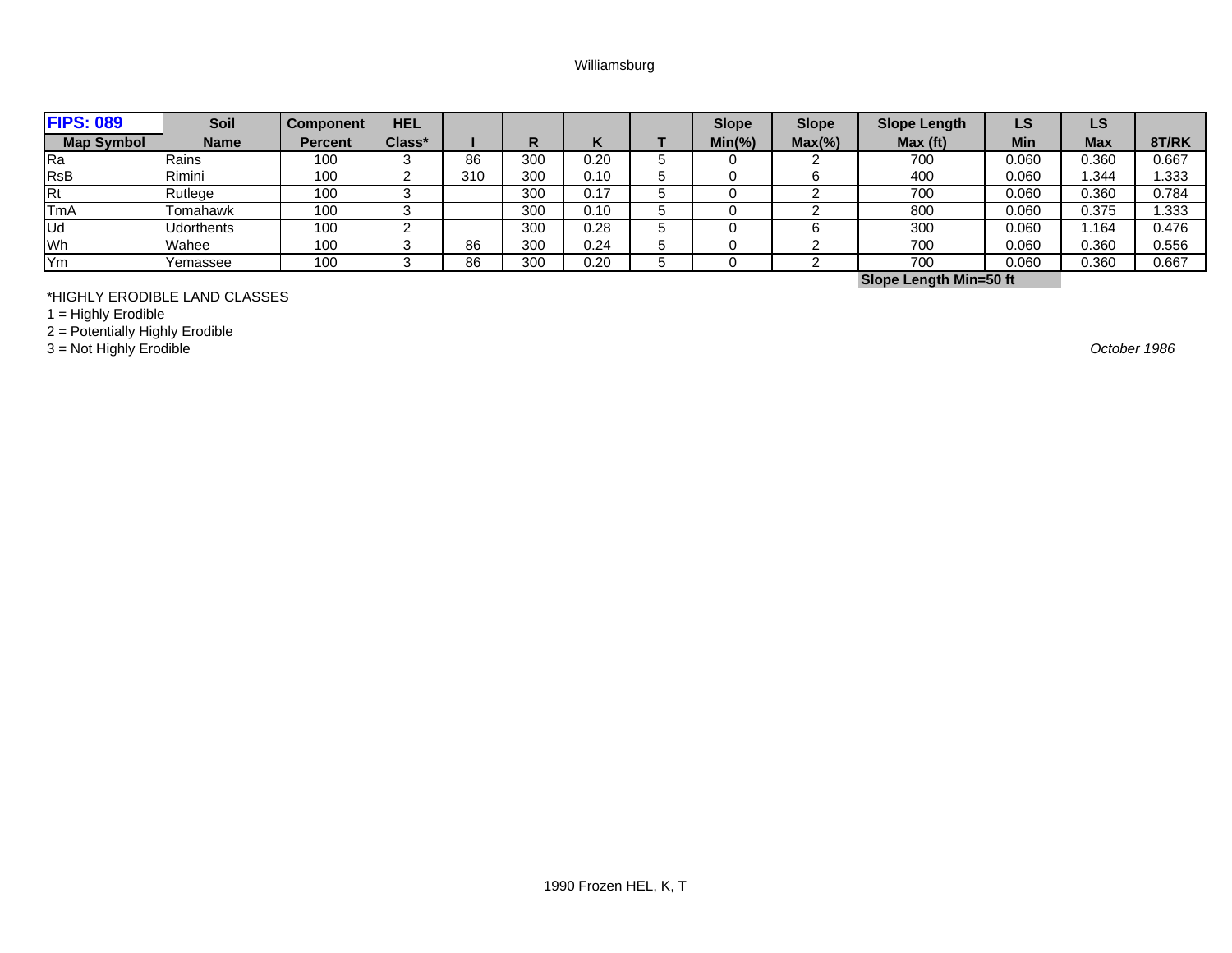Williamsburg

| FIPS: 089 | Soil | Component | HEL | | | | | Slope | Slope | Slope Length | LS | LS | |
|---|---|---|---|---|---|---|---|---|---|---|---|---|---|
| Map Symbol | Name | Percent | Class* | I | R | K | T | Min(%) | Max(%) | Max (ft) | Min | Max | 8T/RK |
| Ra | Rains | 100 | 3 | 86 | 300 | 0.20 | 5 | 0 | 2 | 700 | 0.060 | 0.360 | 0.667 |
| RsB | Rimini | 100 | 2 | 310 | 300 | 0.10 | 5 | 0 | 6 | 400 | 0.060 | 1.344 | 1.333 |
| Rt | Rutlege | 100 | 3 | | 300 | 0.17 | 5 | 0 | 2 | 700 | 0.060 | 0.360 | 0.784 |
| TmA | Tomahawk | 100 | 3 | | 300 | 0.10 | 5 | 0 | 2 | 800 | 0.060 | 0.375 | 1.333 |
| Ud | Udorthents | 100 | 2 | | 300 | 0.28 | 5 | 0 | 6 | 300 | 0.060 | 1.164 | 0.476 |
| Wh | Wahee | 100 | 3 | 86 | 300 | 0.24 | 5 | 0 | 2 | 700 | 0.060 | 0.360 | 0.556 |
| Ym | Yemassee | 100 | 3 | 86 | 300 | 0.20 | 5 | 0 | 2 | 700 | 0.060 | 0.360 | 0.667 |

**Slope Length Min=50 ft**

*HIGHLY ERODIBLE LAND CLASSES

1 = Highly Erodible

2 = Potentially Highly Erodible

3 = Not Highly Erodible

*October 1986*

1990 Frozen HEL, K, T